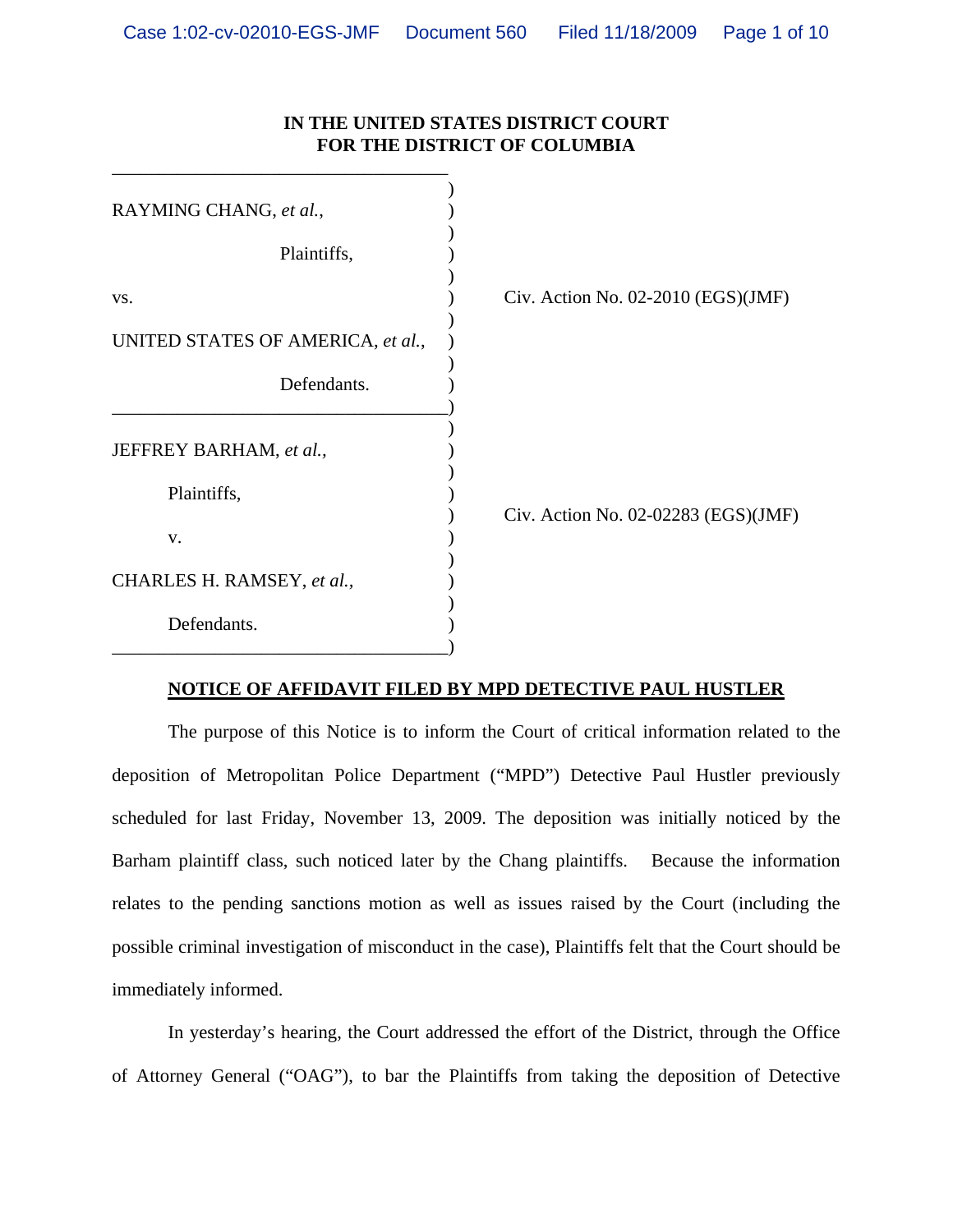**IN THE UNITED STATES DISTRICT COURT**
**FOR THE DISTRICT OF COLUMBIA**

| | | |
|---|---|---|
| RAYMING CHANG, *et al.*, Plaintiffs, vs. UNITED STATES OF AMERICA, *et al.*, Defendants. | ) | Civ. Action No. 02-2010 (EGS)(JMF) |
| JEFFREY BARHAM, *et al.*, Plaintiffs, v. CHARLES H. RAMSEY, *et al.*, Defendants. | ) | Civ. Action No. 02-02283 (EGS)(JMF) |

**NOTICE OF AFFIDAVIT FILED BY MPD DETECTIVE PAUL HUSTLER**

The purpose of this Notice is to inform the Court of critical information related to the deposition of Metropolitan Police Department ("MPD") Detective Paul Hustler previously scheduled for last Friday, November 13, 2009. The deposition was initially noticed by the Barham plaintiff class, such noticed later by the Chang plaintiffs. Because the information relates to the pending sanctions motion as well as issues raised by the Court (including the possible criminal investigation of misconduct in the case), Plaintiffs felt that the Court should be immediately informed.

In yesterday's hearing, the Court addressed the effort of the District, through the Office of Attorney General ("OAG"), to bar the Plaintiffs from taking the deposition of Detective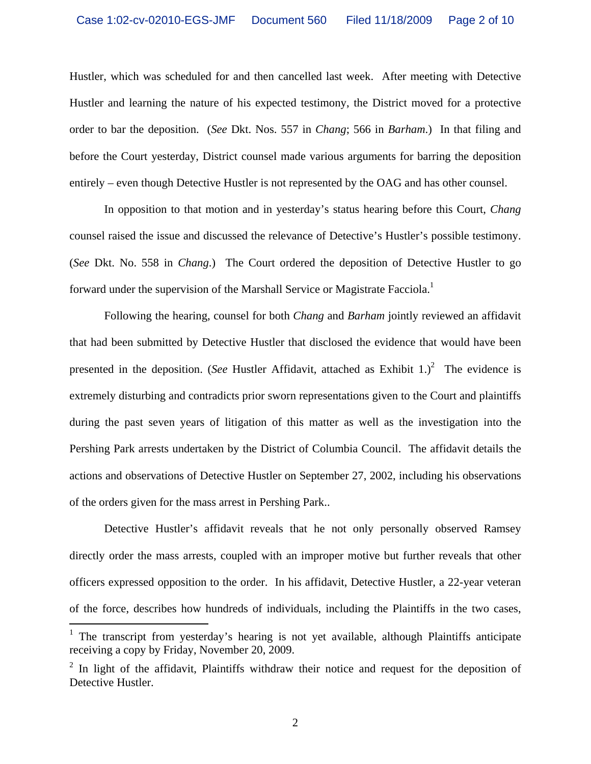Hustler, which was scheduled for and then cancelled last week. After meeting with Detective Hustler and learning the nature of his expected testimony, the District moved for a protective order to bar the deposition. (*See* Dkt. Nos. 557 in *Chang*; 566 in *Barham*.) In that filing and before the Court yesterday, District counsel made various arguments for barring the deposition entirely – even though Detective Hustler is not represented by the OAG and has other counsel.

In opposition to that motion and in yesterday's status hearing before this Court, *Chang* counsel raised the issue and discussed the relevance of Detective's Hustler's possible testimony. (*See* Dkt. No. 558 in *Chang*.) The Court ordered the deposition of Detective Hustler to go forward under the supervision of the Marshall Service or Magistrate Facciola.[1]

Following the hearing, counsel for both *Chang* and *Barham* jointly reviewed an affidavit that had been submitted by Detective Hustler that disclosed the evidence that would have been presented in the deposition. (*See* Hustler Affidavit, attached as Exhibit 1.)[2] The evidence is extremely disturbing and contradicts prior sworn representations given to the Court and plaintiffs during the past seven years of litigation of this matter as well as the investigation into the Pershing Park arrests undertaken by the District of Columbia Council. The affidavit details the actions and observations of Detective Hustler on September 27, 2002, including his observations of the orders given for the mass arrest in Pershing Park..

Detective Hustler's affidavit reveals that he not only personally observed Ramsey directly order the mass arrests, coupled with an improper motive but further reveals that other officers expressed opposition to the order. In his affidavit, Detective Hustler, a 22-year veteran of the force, describes how hundreds of individuals, including the Plaintiffs in the two cases,

---

[1] The transcript from yesterday's hearing is not yet available, although Plaintiffs anticipate receiving a copy by Friday, November 20, 2009.

[2] In light of the affidavit, Plaintiffs withdraw their notice and request for the deposition of Detective Hustler.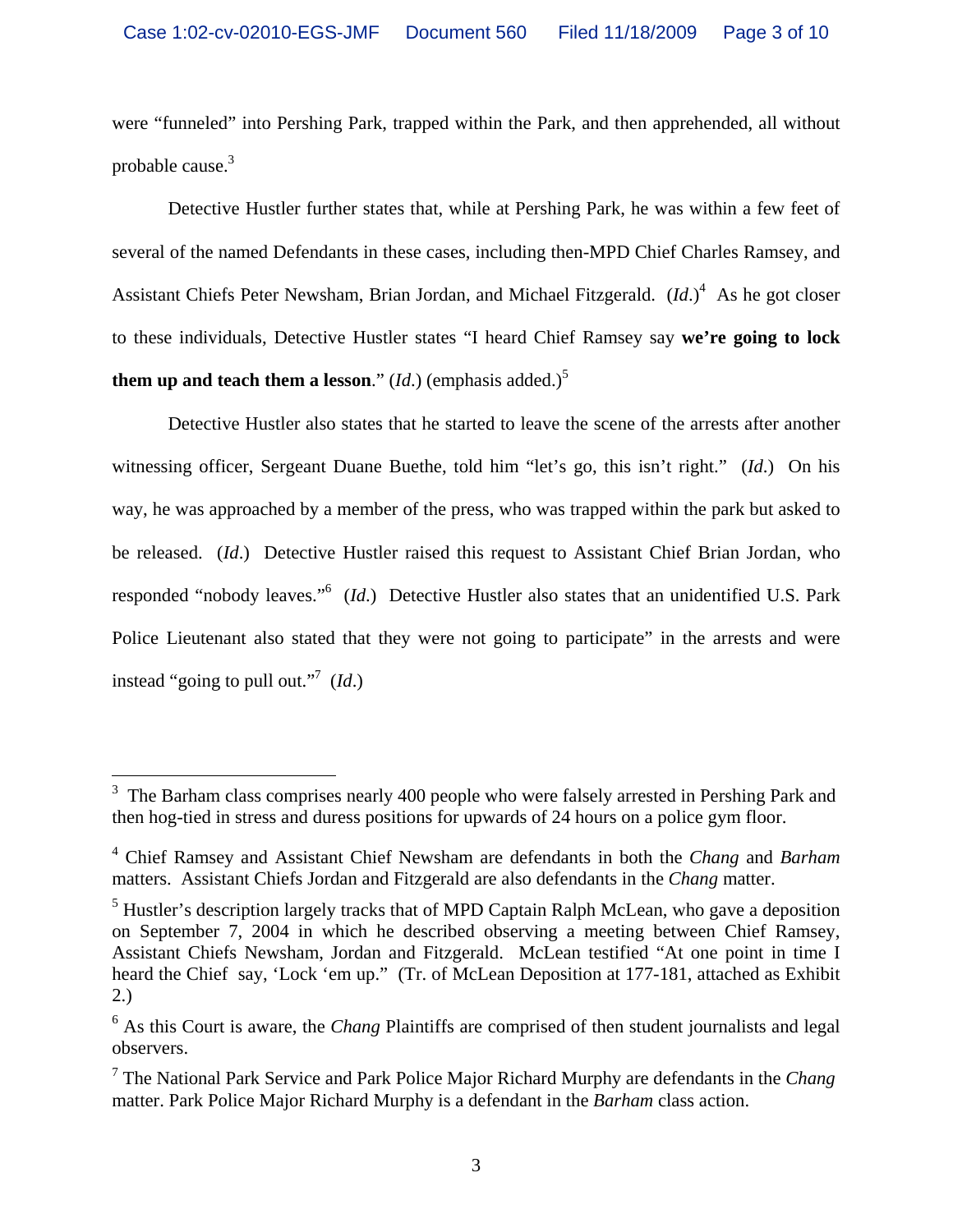were "funneled" into Pershing Park, trapped within the Park, and then apprehended, all without probable cause.[3]

Detective Hustler further states that, while at Pershing Park, he was within a few feet of several of the named Defendants in these cases, including then-MPD Chief Charles Ramsey, and Assistant Chiefs Peter Newsham, Brian Jordan, and Michael Fitzgerald. (*Id*.)[4] As he got closer to these individuals, Detective Hustler states "I heard Chief Ramsey say **we're going to lock them up and teach them a lesson**." (*Id*.) (emphasis added.)[5]

Detective Hustler also states that he started to leave the scene of the arrests after another witnessing officer, Sergeant Duane Buethe, told him "let's go, this isn't right." (*Id*.) On his way, he was approached by a member of the press, who was trapped within the park but asked to be released. (*Id*.) Detective Hustler raised this request to Assistant Chief Brian Jordan, who responded "nobody leaves."[6] (*Id*.) Detective Hustler also states that an unidentified U.S. Park Police Lieutenant also stated that they were not going to participate" in the arrests and were instead "going to pull out."[7] (*Id*.)

---

[3] The Barham class comprises nearly 400 people who were falsely arrested in Pershing Park and then hog-tied in stress and duress positions for upwards of 24 hours on a police gym floor.

[4] Chief Ramsey and Assistant Chief Newsham are defendants in both the *Chang* and *Barham* matters. Assistant Chiefs Jordan and Fitzgerald are also defendants in the *Chang* matter.

[5] Hustler's description largely tracks that of MPD Captain Ralph McLean, who gave a deposition on September 7, 2004 in which he described observing a meeting between Chief Ramsey, Assistant Chiefs Newsham, Jordan and Fitzgerald. McLean testified "At one point in time I heard the Chief say, 'Lock 'em up." (Tr. of McLean Deposition at 177-181, attached as Exhibit 2.)

[6] As this Court is aware, the *Chang* Plaintiffs are comprised of then student journalists and legal observers.

[7] The National Park Service and Park Police Major Richard Murphy are defendants in the *Chang* matter. Park Police Major Richard Murphy is a defendant in the *Barham* class action.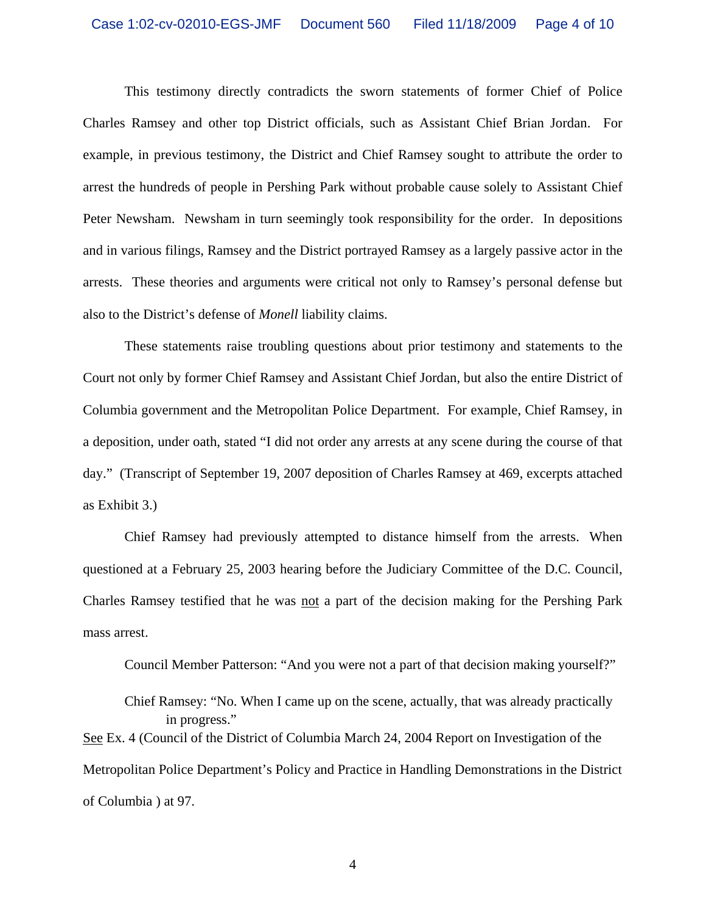This testimony directly contradicts the sworn statements of former Chief of Police Charles Ramsey and other top District officials, such as Assistant Chief Brian Jordan. For example, in previous testimony, the District and Chief Ramsey sought to attribute the order to arrest the hundreds of people in Pershing Park without probable cause solely to Assistant Chief Peter Newsham. Newsham in turn seemingly took responsibility for the order. In depositions and in various filings, Ramsey and the District portrayed Ramsey as a largely passive actor in the arrests. These theories and arguments were critical not only to Ramsey's personal defense but also to the District's defense of *Monell* liability claims.

These statements raise troubling questions about prior testimony and statements to the Court not only by former Chief Ramsey and Assistant Chief Jordan, but also the entire District of Columbia government and the Metropolitan Police Department. For example, Chief Ramsey, in a deposition, under oath, stated "I did not order any arrests at any scene during the course of that day." (Transcript of September 19, 2007 deposition of Charles Ramsey at 469, excerpts attached as Exhibit 3.)

Chief Ramsey had previously attempted to distance himself from the arrests. When questioned at a February 25, 2003 hearing before the Judiciary Committee of the D.C. Council, Charles Ramsey testified that he was <u>not</u> a part of the decision making for the Pershing Park mass arrest.

> Council Member Patterson: "And you were not a part of that decision making yourself?"
>
> Chief Ramsey: "No. When I came up on the scene, actually, that was already practically in progress."

<u>See</u> Ex. 4 (Council of the District of Columbia March 24, 2004 Report on Investigation of the Metropolitan Police Department's Policy and Practice in Handling Demonstrations in the District of Columbia ) at 97.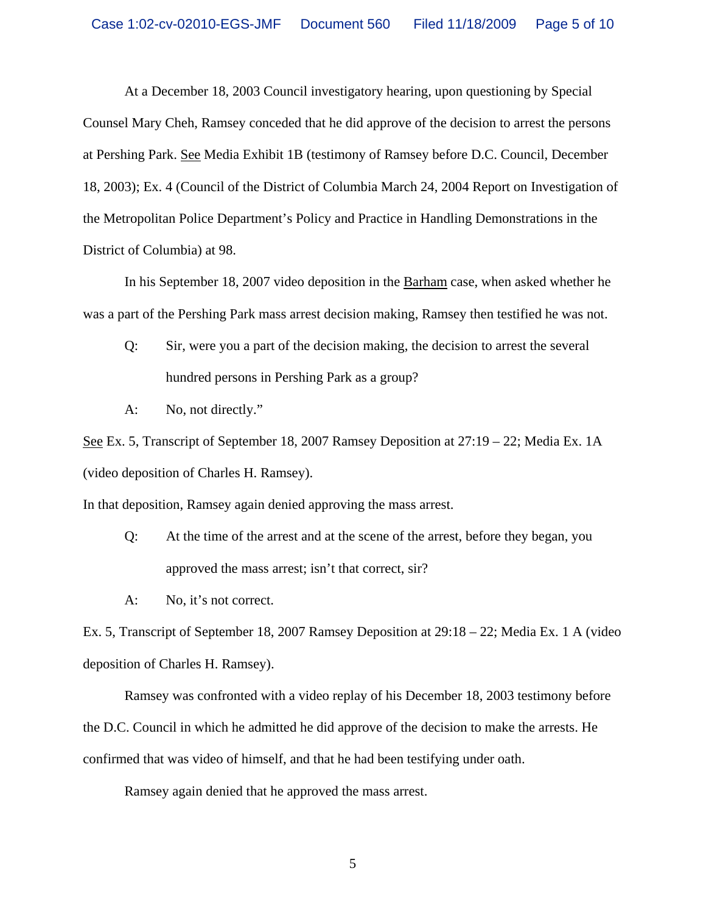At a December 18, 2003 Council investigatory hearing, upon questioning by Special Counsel Mary Cheh, Ramsey conceded that he did approve of the decision to arrest the persons at Pershing Park. See Media Exhibit 1B (testimony of Ramsey before D.C. Council, December 18, 2003); Ex. 4 (Council of the District of Columbia March 24, 2004 Report on Investigation of the Metropolitan Police Department's Policy and Practice in Handling Demonstrations in the District of Columbia) at 98.

In his September 18, 2007 video deposition in the Barham case, when asked whether he was a part of the Pershing Park mass arrest decision making, Ramsey then testified he was not.

> Q: Sir, were you a part of the decision making, the decision to arrest the several hundred persons in Pershing Park as a group?
>
> A: No, not directly."

See Ex. 5, Transcript of September 18, 2007 Ramsey Deposition at 27:19 – 22; Media Ex. 1A (video deposition of Charles H. Ramsey).

In that deposition, Ramsey again denied approving the mass arrest.

> Q: At the time of the arrest and at the scene of the arrest, before they began, you approved the mass arrest; isn't that correct, sir?
>
> A: No, it's not correct.

Ex. 5, Transcript of September 18, 2007 Ramsey Deposition at 29:18 – 22; Media Ex. 1 A (video deposition of Charles H. Ramsey).

Ramsey was confronted with a video replay of his December 18, 2003 testimony before the D.C. Council in which he admitted he did approve of the decision to make the arrests. He confirmed that was video of himself, and that he had been testifying under oath.

Ramsey again denied that he approved the mass arrest.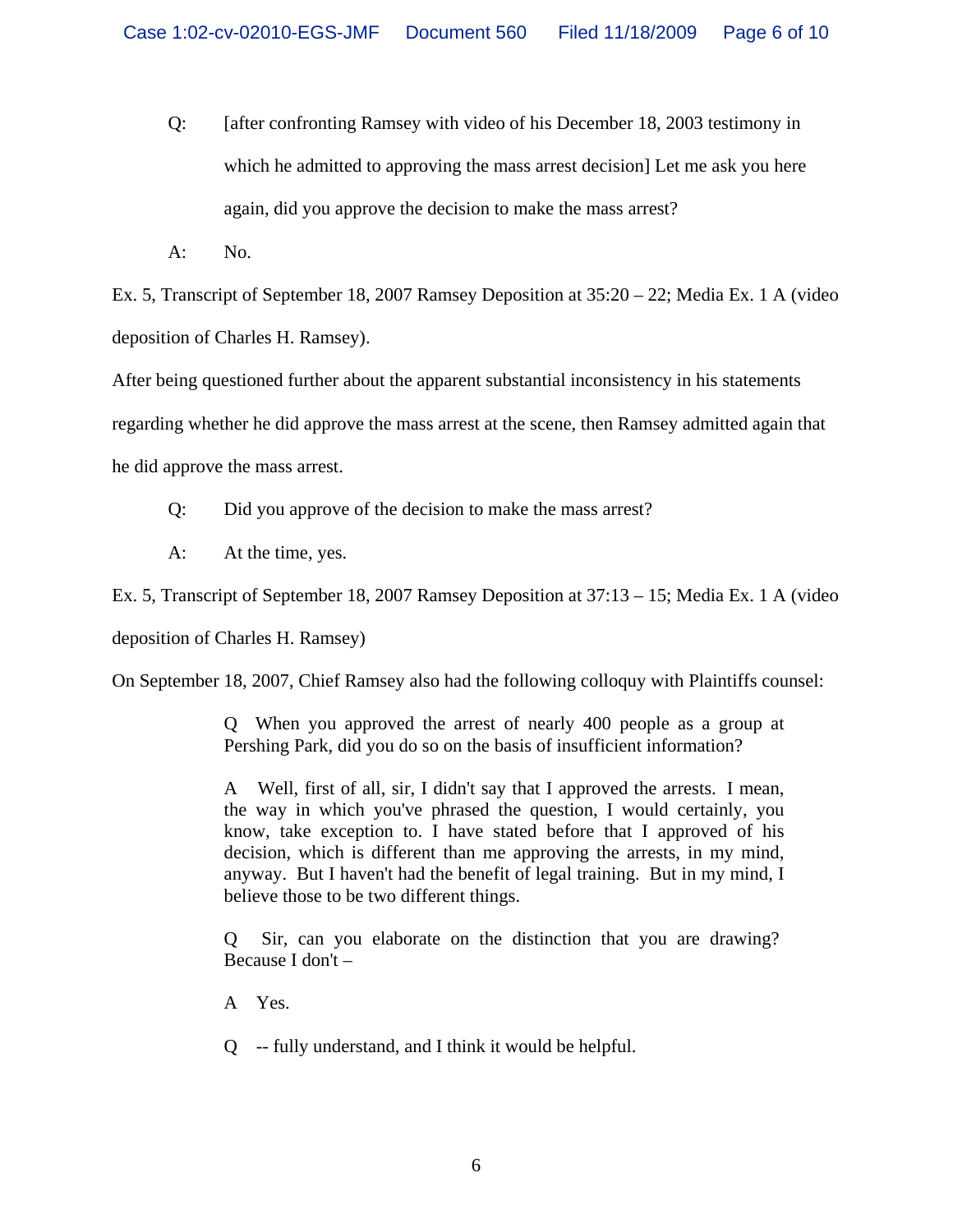> Q: [after confronting Ramsey with video of his December 18, 2003 testimony in which he admitted to approving the mass arrest decision] Let me ask you here again, did you approve the decision to make the mass arrest?
>
> A: No.

Ex. 5, Transcript of September 18, 2007 Ramsey Deposition at 35:20 – 22; Media Ex. 1 A (video deposition of Charles H. Ramsey).

After being questioned further about the apparent substantial inconsistency in his statements regarding whether he did approve the mass arrest at the scene, then Ramsey admitted again that he did approve the mass arrest.

> Q: Did you approve of the decision to make the mass arrest?
>
> A: At the time, yes.

Ex. 5, Transcript of September 18, 2007 Ramsey Deposition at 37:13 – 15; Media Ex. 1 A (video deposition of Charles H. Ramsey)

On September 18, 2007, Chief Ramsey also had the following colloquy with Plaintiffs counsel:

> Q When you approved the arrest of nearly 400 people as a group at Pershing Park, did you do so on the basis of insufficient information?
>
> A Well, first of all, sir, I didn't say that I approved the arrests. I mean, the way in which you've phrased the question, I would certainly, you know, take exception to. I have stated before that I approved of his decision, which is different than me approving the arrests, in my mind, anyway. But I haven't had the benefit of legal training. But in my mind, I believe those to be two different things.
>
> Q Sir, can you elaborate on the distinction that you are drawing? Because I don't –
>
> A Yes.
>
> Q -- fully understand, and I think it would be helpful.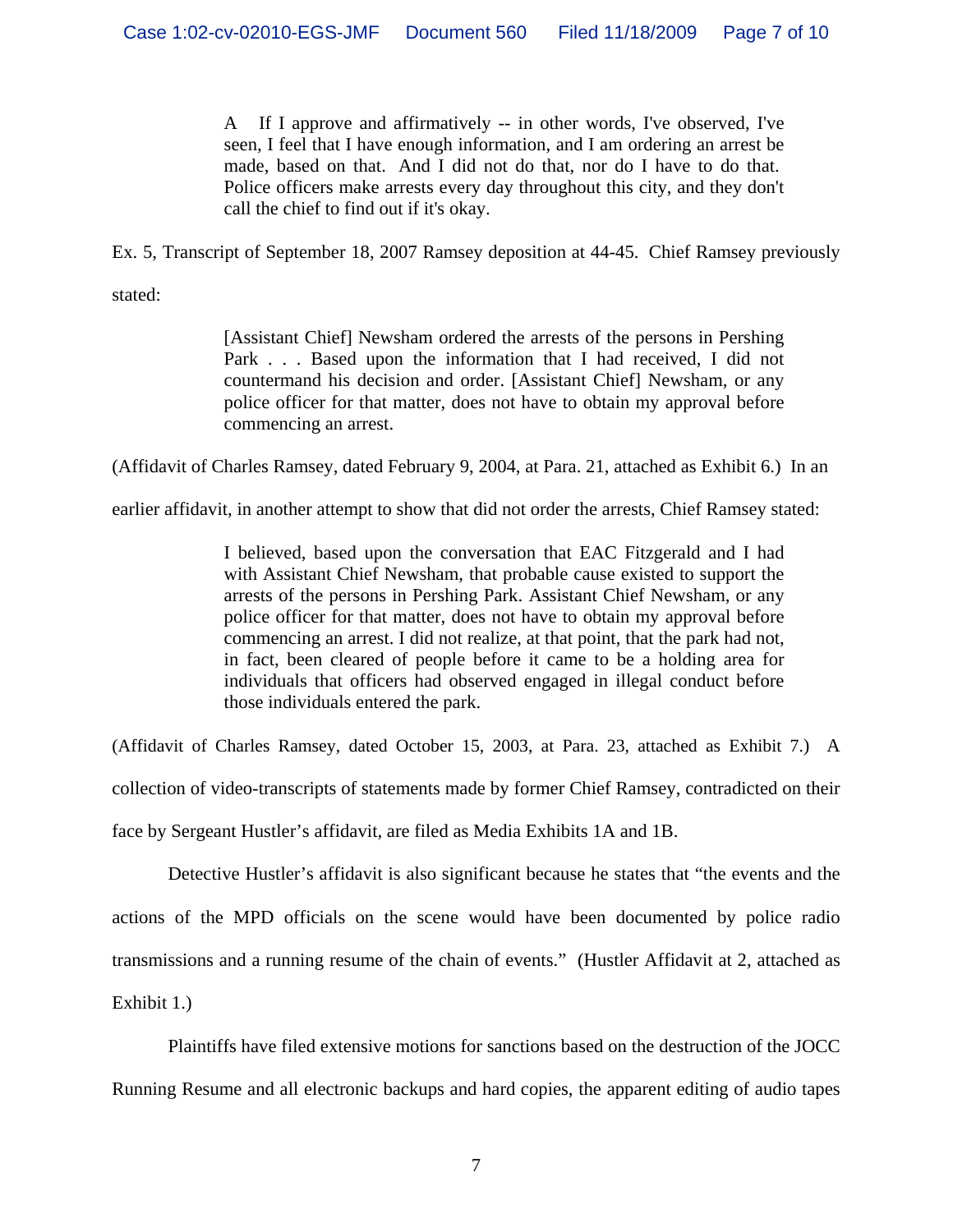> A If I approve and affirmatively -- in other words, I've observed, I've seen, I feel that I have enough information, and I am ordering an arrest be made, based on that. And I did not do that, nor do I have to do that. Police officers make arrests every day throughout this city, and they don't call the chief to find out if it's okay.

Ex. 5, Transcript of September 18, 2007 Ramsey deposition at 44-45. Chief Ramsey previously stated:

> [Assistant Chief] Newsham ordered the arrests of the persons in Pershing Park . . . Based upon the information that I had received, I did not countermand his decision and order. [Assistant Chief] Newsham, or any police officer for that matter, does not have to obtain my approval before commencing an arrest.

(Affidavit of Charles Ramsey, dated February 9, 2004, at Para. 21, attached as Exhibit 6.) In an earlier affidavit, in another attempt to show that did not order the arrests, Chief Ramsey stated:

> I believed, based upon the conversation that EAC Fitzgerald and I had with Assistant Chief Newsham, that probable cause existed to support the arrests of the persons in Pershing Park. Assistant Chief Newsham, or any police officer for that matter, does not have to obtain my approval before commencing an arrest. I did not realize, at that point, that the park had not, in fact, been cleared of people before it came to be a holding area for individuals that officers had observed engaged in illegal conduct before those individuals entered the park.

(Affidavit of Charles Ramsey, dated October 15, 2003, at Para. 23, attached as Exhibit 7.) A collection of video-transcripts of statements made by former Chief Ramsey, contradicted on their face by Sergeant Hustler's affidavit, are filed as Media Exhibits 1A and 1B.

Detective Hustler's affidavit is also significant because he states that "the events and the actions of the MPD officials on the scene would have been documented by police radio transmissions and a running resume of the chain of events." (Hustler Affidavit at 2, attached as Exhibit 1.)

Plaintiffs have filed extensive motions for sanctions based on the destruction of the JOCC Running Resume and all electronic backups and hard copies, the apparent editing of audio tapes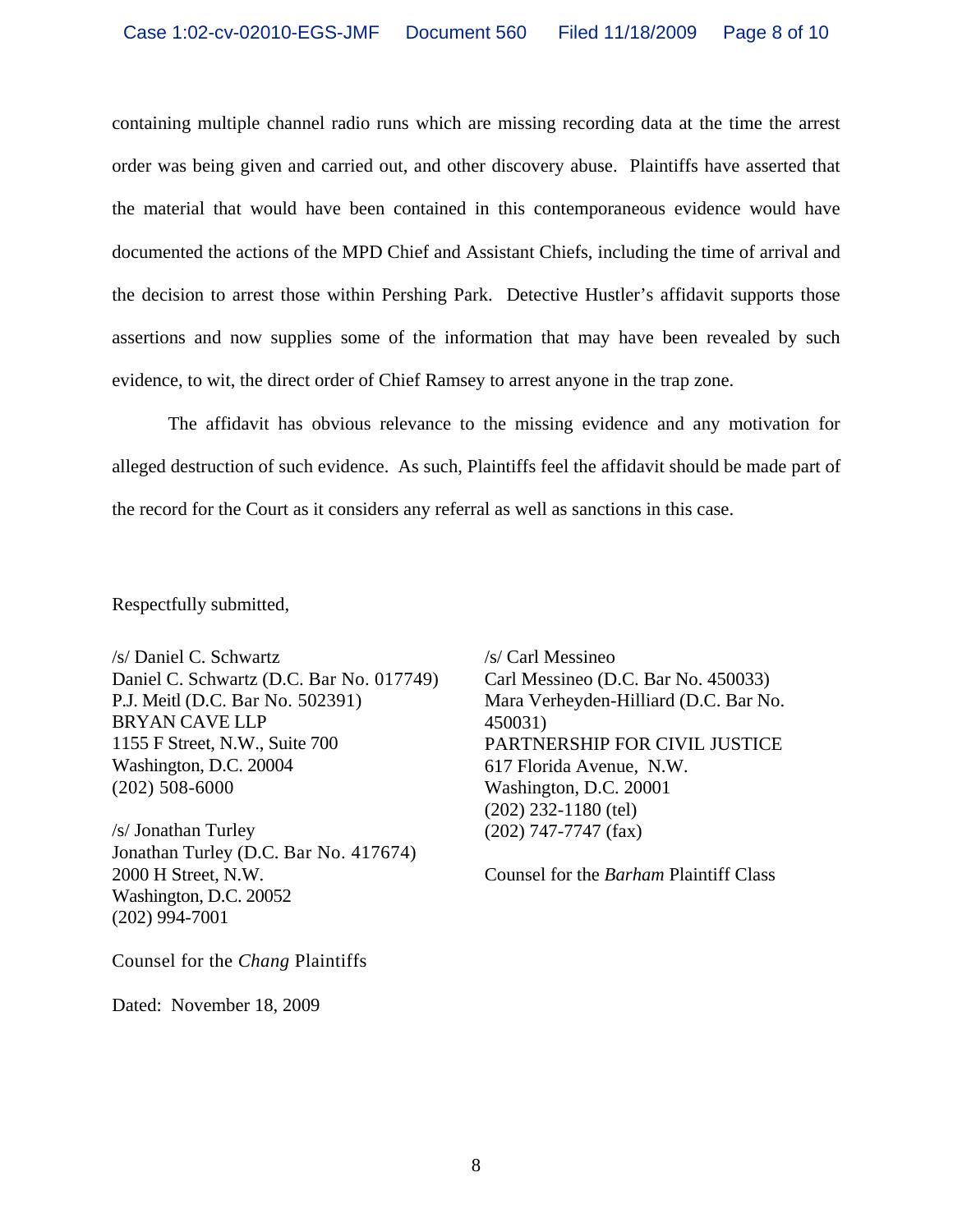containing multiple channel radio runs which are missing recording data at the time the arrest order was being given and carried out, and other discovery abuse. Plaintiffs have asserted that the material that would have been contained in this contemporaneous evidence would have documented the actions of the MPD Chief and Assistant Chiefs, including the time of arrival and the decision to arrest those within Pershing Park. Detective Hustler's affidavit supports those assertions and now supplies some of the information that may have been revealed by such evidence, to wit, the direct order of Chief Ramsey to arrest anyone in the trap zone.

The affidavit has obvious relevance to the missing evidence and any motivation for alleged destruction of such evidence. As such, Plaintiffs feel the affidavit should be made part of the record for the Court as it considers any referral as well as sanctions in this case.

Respectfully submitted,

/s/ Daniel C. Schwartz
Daniel C. Schwartz (D.C. Bar No. 017749)
P.J. Meitl (D.C. Bar No. 502391)
BRYAN CAVE LLP
1155 F Street, N.W., Suite 700
Washington, D.C. 20004
(202) 508-6000

/s/ Jonathan Turley
Jonathan Turley (D.C. Bar No. 417674)
2000 H Street, N.W.
Washington, D.C. 20052
(202) 994-7001

Counsel for the *Chang* Plaintiffs

/s/ Carl Messineo
Carl Messineo (D.C. Bar No. 450033)
Mara Verheyden-Hilliard (D.C. Bar No. 450031)
PARTNERSHIP FOR CIVIL JUSTICE
617 Florida Avenue, N.W.
Washington, D.C. 20001
(202) 232-1180 (tel)
(202) 747-7747 (fax)

Counsel for the *Barham* Plaintiff Class

Dated: November 18, 2009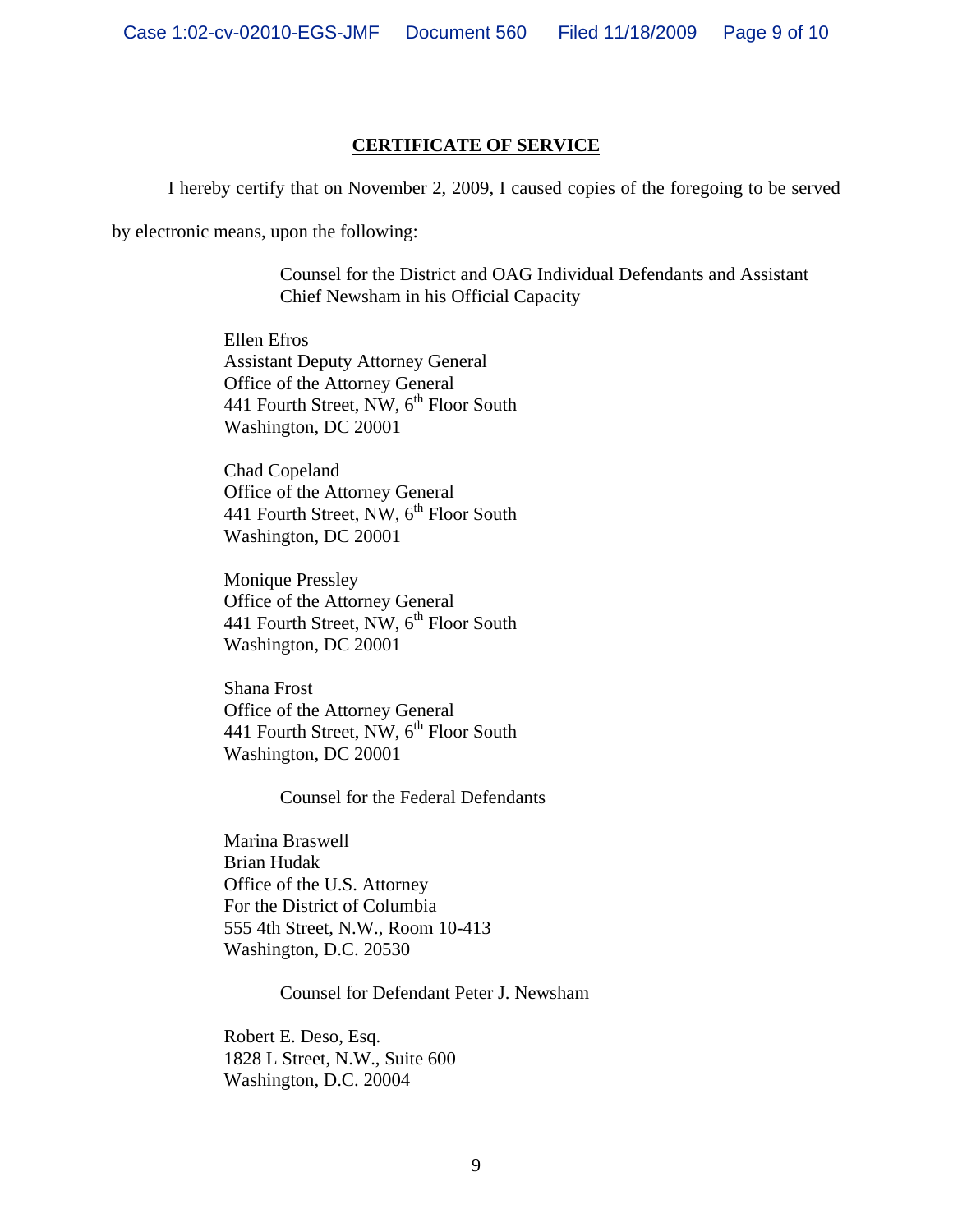## CERTIFICATE OF SERVICE

I hereby certify that on November 2, 2009, I caused copies of the foregoing to be served by electronic means, upon the following:

Counsel for the District and OAG Individual Defendants and Assistant Chief Newsham in his Official Capacity

Ellen Efros
Assistant Deputy Attorney General
Office of the Attorney General
441 Fourth Street, NW, 6th Floor South
Washington, DC 20001

Chad Copeland
Office of the Attorney General
441 Fourth Street, NW, 6th Floor South
Washington, DC 20001

Monique Pressley
Office of the Attorney General
441 Fourth Street, NW, 6th Floor South
Washington, DC 20001

Shana Frost
Office of the Attorney General
441 Fourth Street, NW, 6th Floor South
Washington, DC 20001

Counsel for the Federal Defendants

Marina Braswell
Brian Hudak
Office of the U.S. Attorney
For the District of Columbia
555 4th Street, N.W., Room 10-413
Washington, D.C. 20530

Counsel for Defendant Peter J. Newsham

Robert E. Deso, Esq.
1828 L Street, N.W., Suite 600
Washington, D.C. 20004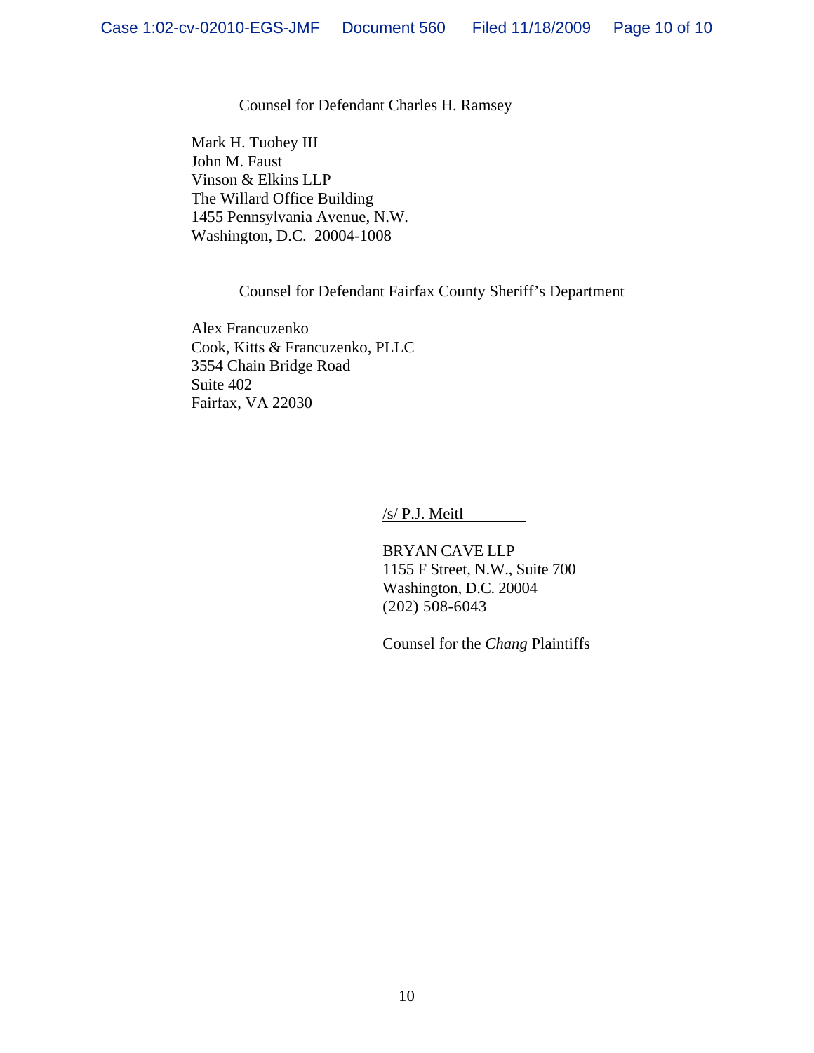Counsel for Defendant Charles H. Ramsey

Mark H. Tuohey III
John M. Faust
Vinson & Elkins LLP
The Willard Office Building
1455 Pennsylvania Avenue, N.W.
Washington, D.C. 20004-1008

Counsel for Defendant Fairfax County Sheriff's Department

Alex Francuzenko
Cook, Kitts & Francuzenko, PLLC
3554 Chain Bridge Road
Suite 402
Fairfax, VA 22030

/s/ P.J. Meitl

BRYAN CAVE LLP
1155 F Street, N.W., Suite 700
Washington, D.C. 20004
(202) 508-6043

Counsel for the *Chang* Plaintiffs